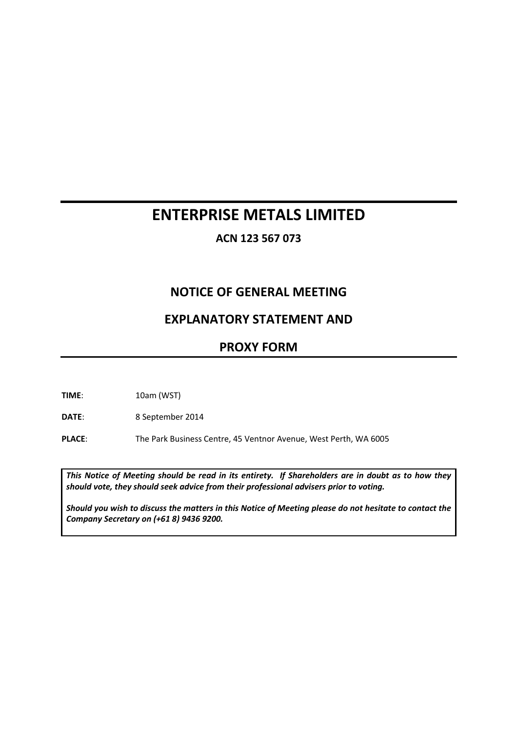# ENTERPRISE METALS LIMITED

**ACN 123 567 073**

## NOTICE OF GENERAL MEETING

## EXPLANATORY STATEMENT AND

## PROXY FORM

**TIME**: 10am (WST)

**DATE**: 8 September 2014

**PLACE**: The Park Business Centre, 45 Ventnor Avenue, West Perth, WA 6005

***This Notice of Meeting should be read in its entirety. If Shareholders are in doubt as to how they should vote, they should seek advice from their professional advisers prior to voting.***

***Should you wish to discuss the matters in this Notice of Meeting please do not hesitate to contact the Company Secretary on (+61 8) 9436 9200.***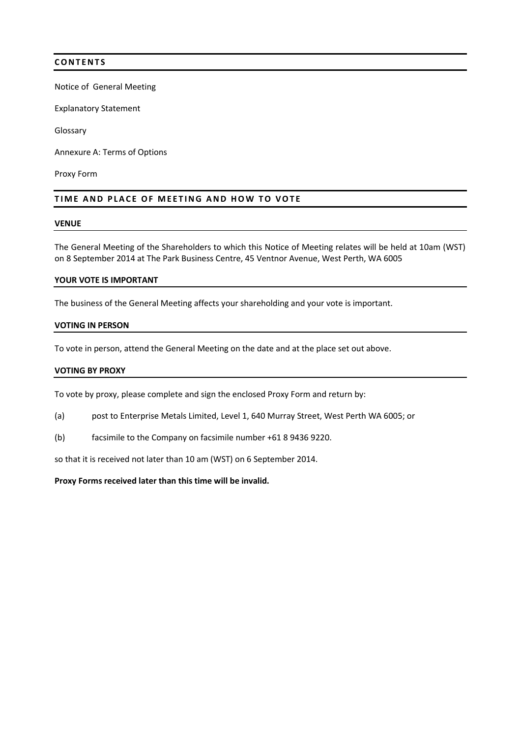## CONTENTS

Notice of General Meeting

Explanatory Statement

Glossary

Annexure A: Terms of Options

Proxy Form

## TIME AND PLACE OF MEETING AND HOW TO VOTE

### VENUE

The General Meeting of the Shareholders to which this Notice of Meeting relates will be held at 10am (WST) on 8 September 2014 at The Park Business Centre, 45 Ventnor Avenue, West Perth, WA 6005

### YOUR VOTE IS IMPORTANT

The business of the General Meeting affects your shareholding and your vote is important.

### VOTING IN PERSON

To vote in person, attend the General Meeting on the date and at the place set out above.

### VOTING BY PROXY

To vote by proxy, please complete and sign the enclosed Proxy Form and return by:

(a) post to Enterprise Metals Limited, Level 1, 640 Murray Street, West Perth WA 6005; or

(b) facsimile to the Company on facsimile number +61 8 9436 9220.

so that it is received not later than 10 am (WST) on 6 September 2014.

**Proxy Forms received later than this time will be invalid.**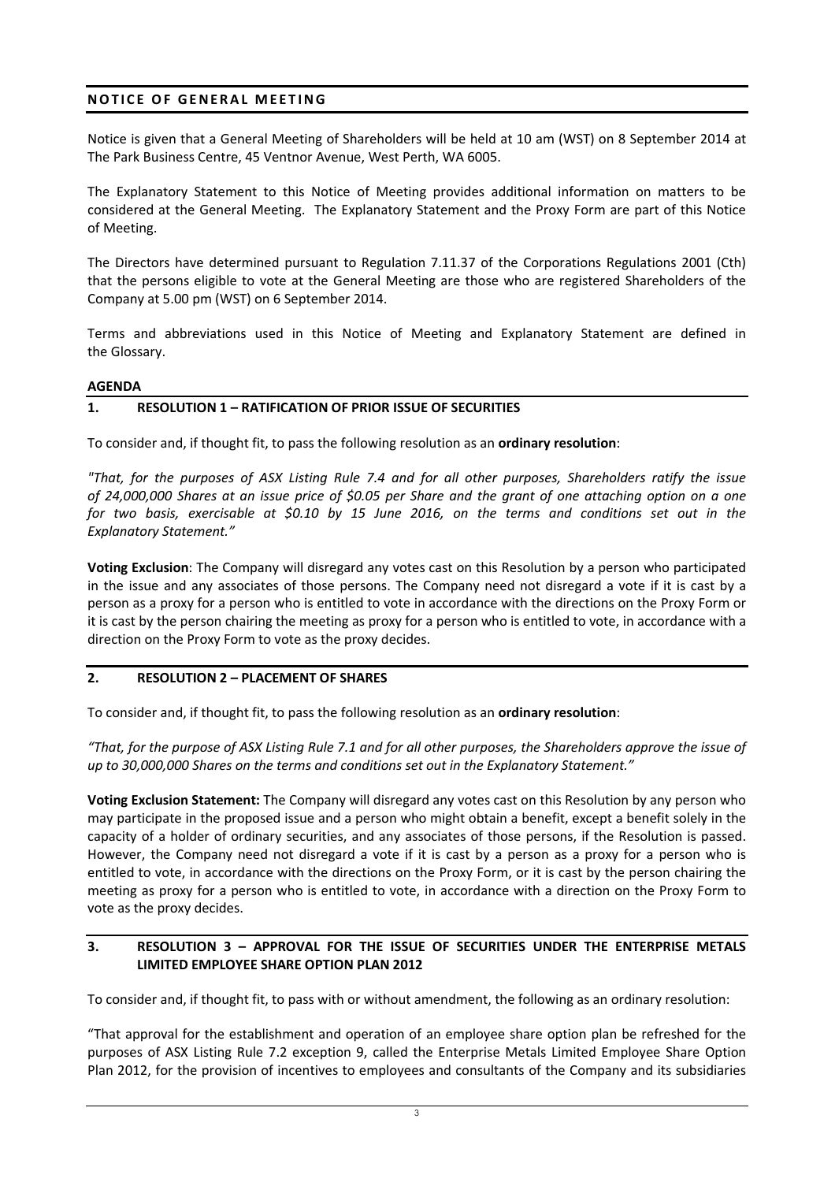## NOTICE OF GENERAL MEETING

Notice is given that a General Meeting of Shareholders will be held at 10 am (WST) on 8 September 2014 at The Park Business Centre, 45 Ventnor Avenue, West Perth, WA 6005.

The Explanatory Statement to this Notice of Meeting provides additional information on matters to be considered at the General Meeting. The Explanatory Statement and the Proxy Form are part of this Notice of Meeting.

The Directors have determined pursuant to Regulation 7.11.37 of the Corporations Regulations 2001 (Cth) that the persons eligible to vote at the General Meeting are those who are registered Shareholders of the Company at 5.00 pm (WST) on 6 September 2014.

Terms and abbreviations used in this Notice of Meeting and Explanatory Statement are defined in the Glossary.

**AGENDA**

### 1. RESOLUTION 1 – RATIFICATION OF PRIOR ISSUE OF SECURITIES

To consider and, if thought fit, to pass the following resolution as an **ordinary resolution**:

*"That, for the purposes of ASX Listing Rule 7.4 and for all other purposes, Shareholders ratify the issue of 24,000,000 Shares at an issue price of $0.05 per Share and the grant of one attaching option on a one for two basis, exercisable at $0.10 by 15 June 2016, on the terms and conditions set out in the Explanatory Statement."*

**Voting Exclusion**: The Company will disregard any votes cast on this Resolution by a person who participated in the issue and any associates of those persons. The Company need not disregard a vote if it is cast by a person as a proxy for a person who is entitled to vote in accordance with the directions on the Proxy Form or it is cast by the person chairing the meeting as proxy for a person who is entitled to vote, in accordance with a direction on the Proxy Form to vote as the proxy decides.

### 2. RESOLUTION 2 – PLACEMENT OF SHARES

To consider and, if thought fit, to pass the following resolution as an **ordinary resolution**:

*"That, for the purpose of ASX Listing Rule 7.1 and for all other purposes, the Shareholders approve the issue of up to 30,000,000 Shares on the terms and conditions set out in the Explanatory Statement."*

**Voting Exclusion Statement:** The Company will disregard any votes cast on this Resolution by any person who may participate in the proposed issue and a person who might obtain a benefit, except a benefit solely in the capacity of a holder of ordinary securities, and any associates of those persons, if the Resolution is passed. However, the Company need not disregard a vote if it is cast by a person as a proxy for a person who is entitled to vote, in accordance with the directions on the Proxy Form, or it is cast by the person chairing the meeting as proxy for a person who is entitled to vote, in accordance with a direction on the Proxy Form to vote as the proxy decides.

### 3. RESOLUTION 3 – APPROVAL FOR THE ISSUE OF SECURITIES UNDER THE ENTERPRISE METALS LIMITED EMPLOYEE SHARE OPTION PLAN 2012

To consider and, if thought fit, to pass with or without amendment, the following as an ordinary resolution:

"That approval for the establishment and operation of an employee share option plan be refreshed for the purposes of ASX Listing Rule 7.2 exception 9, called the Enterprise Metals Limited Employee Share Option Plan 2012, for the provision of incentives to employees and consultants of the Company and its subsidiaries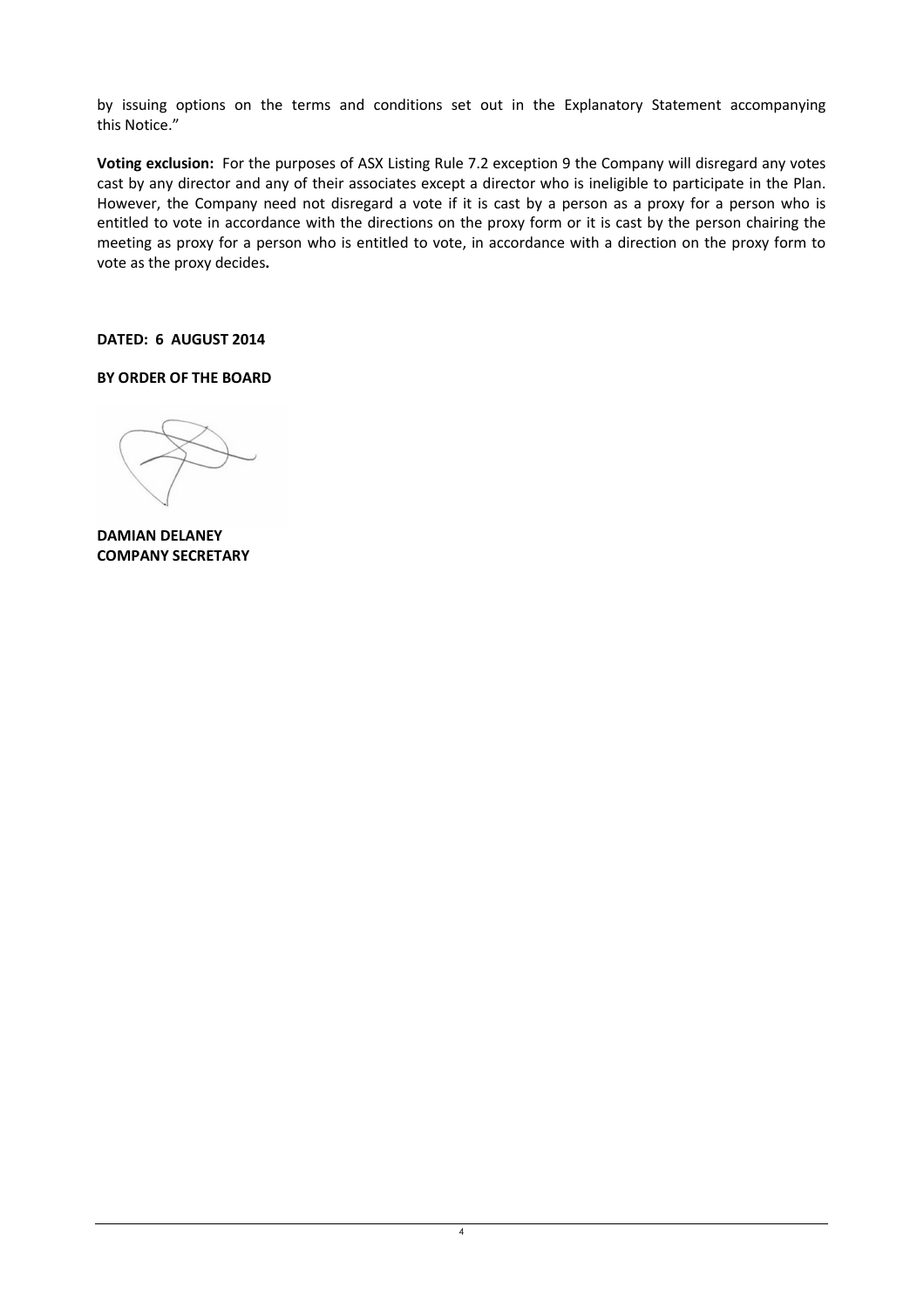by issuing options on the terms and conditions set out in the Explanatory Statement accompanying this Notice."

**Voting exclusion:** For the purposes of ASX Listing Rule 7.2 exception 9 the Company will disregard any votes cast by any director and any of their associates except a director who is ineligible to participate in the Plan. However, the Company need not disregard a vote if it is cast by a person as a proxy for a person who is entitled to vote in accordance with the directions on the proxy form or it is cast by the person chairing the meeting as proxy for a person who is entitled to vote, in accordance with a direction on the proxy form to vote as the proxy decides**.**

**DATED: 6 AUGUST 2014**

**BY ORDER OF THE BOARD**

**DAMIAN DELANEY**
**COMPANY SECRETARY**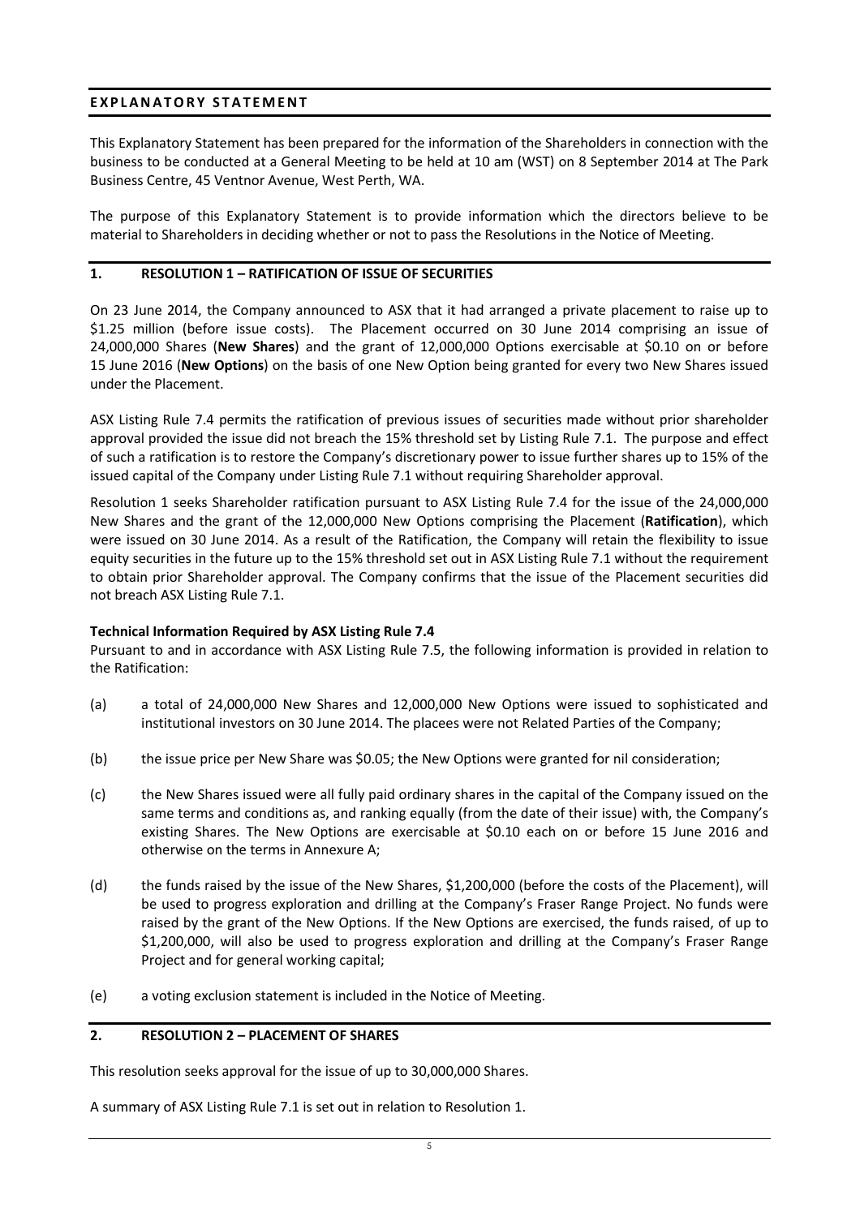## EXPLANATORY STATEMENT

This Explanatory Statement has been prepared for the information of the Shareholders in connection with the business to be conducted at a General Meeting to be held at 10 am (WST) on 8 September 2014 at The Park Business Centre, 45 Ventnor Avenue, West Perth, WA.

The purpose of this Explanatory Statement is to provide information which the directors believe to be material to Shareholders in deciding whether or not to pass the Resolutions in the Notice of Meeting.

## 1. RESOLUTION 1 – RATIFICATION OF ISSUE OF SECURITIES

On 23 June 2014, the Company announced to ASX that it had arranged a private placement to raise up to \$1.25 million (before issue costs). The Placement occurred on 30 June 2014 comprising an issue of 24,000,000 Shares (**New Shares**) and the grant of 12,000,000 Options exercisable at \$0.10 on or before 15 June 2016 (**New Options**) on the basis of one New Option being granted for every two New Shares issued under the Placement.

ASX Listing Rule 7.4 permits the ratification of previous issues of securities made without prior shareholder approval provided the issue did not breach the 15% threshold set by Listing Rule 7.1. The purpose and effect of such a ratification is to restore the Company's discretionary power to issue further shares up to 15% of the issued capital of the Company under Listing Rule 7.1 without requiring Shareholder approval.

Resolution 1 seeks Shareholder ratification pursuant to ASX Listing Rule 7.4 for the issue of the 24,000,000 New Shares and the grant of the 12,000,000 New Options comprising the Placement (**Ratification**), which were issued on 30 June 2014. As a result of the Ratification, the Company will retain the flexibility to issue equity securities in the future up to the 15% threshold set out in ASX Listing Rule 7.1 without the requirement to obtain prior Shareholder approval. The Company confirms that the issue of the Placement securities did not breach ASX Listing Rule 7.1.

**Technical Information Required by ASX Listing Rule 7.4**

Pursuant to and in accordance with ASX Listing Rule 7.5, the following information is provided in relation to the Ratification:

(a) a total of 24,000,000 New Shares and 12,000,000 New Options were issued to sophisticated and institutional investors on 30 June 2014. The placees were not Related Parties of the Company;

(b) the issue price per New Share was \$0.05; the New Options were granted for nil consideration;

(c) the New Shares issued were all fully paid ordinary shares in the capital of the Company issued on the same terms and conditions as, and ranking equally (from the date of their issue) with, the Company's existing Shares. The New Options are exercisable at \$0.10 each on or before 15 June 2016 and otherwise on the terms in Annexure A;

(d) the funds raised by the issue of the New Shares, \$1,200,000 (before the costs of the Placement), will be used to progress exploration and drilling at the Company's Fraser Range Project. No funds were raised by the grant of the New Options. If the New Options are exercised, the funds raised, of up to \$1,200,000, will also be used to progress exploration and drilling at the Company's Fraser Range Project and for general working capital;

(e) a voting exclusion statement is included in the Notice of Meeting.

## 2. RESOLUTION 2 – PLACEMENT OF SHARES

This resolution seeks approval for the issue of up to 30,000,000 Shares.

A summary of ASX Listing Rule 7.1 is set out in relation to Resolution 1.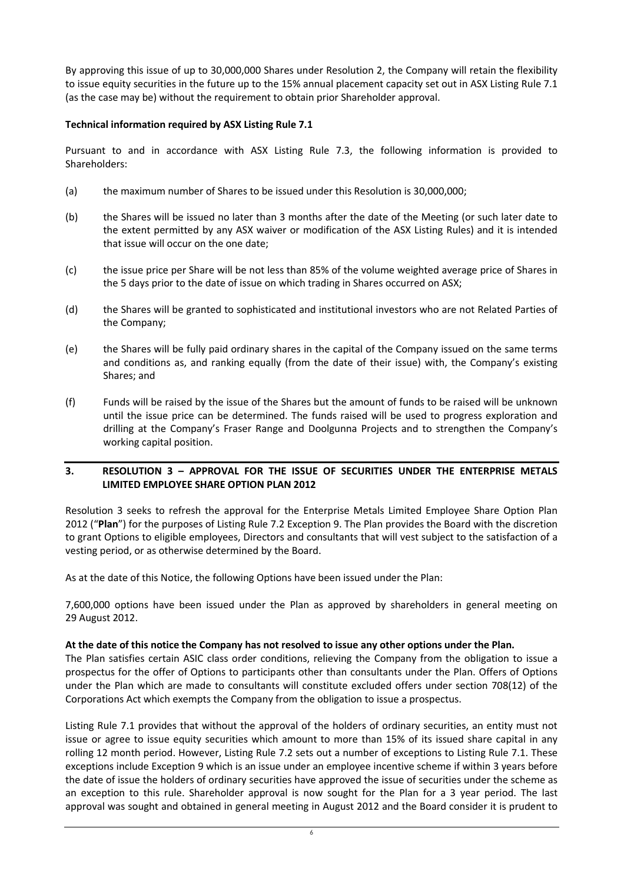By approving this issue of up to 30,000,000 Shares under Resolution 2, the Company will retain the flexibility to issue equity securities in the future up to the 15% annual placement capacity set out in ASX Listing Rule 7.1 (as the case may be) without the requirement to obtain prior Shareholder approval.

**Technical information required by ASX Listing Rule 7.1**

Pursuant to and in accordance with ASX Listing Rule 7.3, the following information is provided to Shareholders:

(a) the maximum number of Shares to be issued under this Resolution is 30,000,000;

(b) the Shares will be issued no later than 3 months after the date of the Meeting (or such later date to the extent permitted by any ASX waiver or modification of the ASX Listing Rules) and it is intended that issue will occur on the one date;

(c) the issue price per Share will be not less than 85% of the volume weighted average price of Shares in the 5 days prior to the date of issue on which trading in Shares occurred on ASX;

(d) the Shares will be granted to sophisticated and institutional investors who are not Related Parties of the Company;

(e) the Shares will be fully paid ordinary shares in the capital of the Company issued on the same terms and conditions as, and ranking equally (from the date of their issue) with, the Company's existing Shares; and

(f) Funds will be raised by the issue of the Shares but the amount of funds to be raised will be unknown until the issue price can be determined. The funds raised will be used to progress exploration and drilling at the Company's Fraser Range and Doolgunna Projects and to strengthen the Company's working capital position.

## 3. RESOLUTION 3 – APPROVAL FOR THE ISSUE OF SECURITIES UNDER THE ENTERPRISE METALS LIMITED EMPLOYEE SHARE OPTION PLAN 2012

Resolution 3 seeks to refresh the approval for the Enterprise Metals Limited Employee Share Option Plan 2012 ("**Plan**") for the purposes of Listing Rule 7.2 Exception 9. The Plan provides the Board with the discretion to grant Options to eligible employees, Directors and consultants that will vest subject to the satisfaction of a vesting period, or as otherwise determined by the Board.

As at the date of this Notice, the following Options have been issued under the Plan:

7,600,000 options have been issued under the Plan as approved by shareholders in general meeting on 29 August 2012.

**At the date of this notice the Company has not resolved to issue any other options under the Plan.**

The Plan satisfies certain ASIC class order conditions, relieving the Company from the obligation to issue a prospectus for the offer of Options to participants other than consultants under the Plan. Offers of Options under the Plan which are made to consultants will constitute excluded offers under section 708(12) of the Corporations Act which exempts the Company from the obligation to issue a prospectus.

Listing Rule 7.1 provides that without the approval of the holders of ordinary securities, an entity must not issue or agree to issue equity securities which amount to more than 15% of its issued share capital in any rolling 12 month period. However, Listing Rule 7.2 sets out a number of exceptions to Listing Rule 7.1. These exceptions include Exception 9 which is an issue under an employee incentive scheme if within 3 years before the date of issue the holders of ordinary securities have approved the issue of securities under the scheme as an exception to this rule. Shareholder approval is now sought for the Plan for a 3 year period. The last approval was sought and obtained in general meeting in August 2012 and the Board consider it is prudent to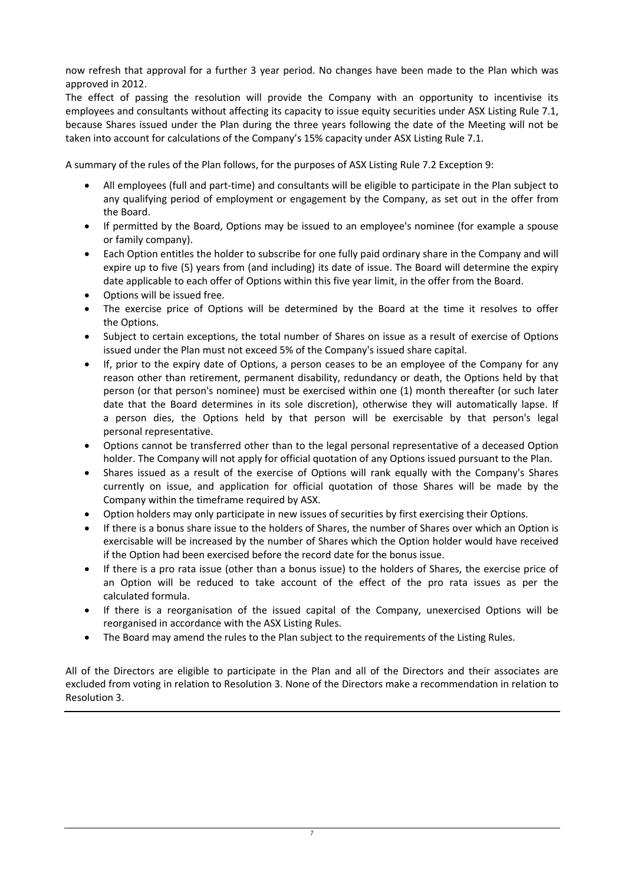now refresh that approval for a further 3 year period. No changes have been made to the Plan which was approved in 2012.

The effect of passing the resolution will provide the Company with an opportunity to incentivise its employees and consultants without affecting its capacity to issue equity securities under ASX Listing Rule 7.1, because Shares issued under the Plan during the three years following the date of the Meeting will not be taken into account for calculations of the Company's 15% capacity under ASX Listing Rule 7.1.

A summary of the rules of the Plan follows, for the purposes of ASX Listing Rule 7.2 Exception 9:

- All employees (full and part-time) and consultants will be eligible to participate in the Plan subject to any qualifying period of employment or engagement by the Company, as set out in the offer from the Board.
- If permitted by the Board, Options may be issued to an employee's nominee (for example a spouse or family company).
- Each Option entitles the holder to subscribe for one fully paid ordinary share in the Company and will expire up to five (5) years from (and including) its date of issue. The Board will determine the expiry date applicable to each offer of Options within this five year limit, in the offer from the Board.
- Options will be issued free.
- The exercise price of Options will be determined by the Board at the time it resolves to offer the Options.
- Subject to certain exceptions, the total number of Shares on issue as a result of exercise of Options issued under the Plan must not exceed 5% of the Company's issued share capital.
- If, prior to the expiry date of Options, a person ceases to be an employee of the Company for any reason other than retirement, permanent disability, redundancy or death, the Options held by that person (or that person's nominee) must be exercised within one (1) month thereafter (or such later date that the Board determines in its sole discretion), otherwise they will automatically lapse. If a person dies, the Options held by that person will be exercisable by that person's legal personal representative.
- Options cannot be transferred other than to the legal personal representative of a deceased Option holder. The Company will not apply for official quotation of any Options issued pursuant to the Plan.
- Shares issued as a result of the exercise of Options will rank equally with the Company's Shares currently on issue, and application for official quotation of those Shares will be made by the Company within the timeframe required by ASX.
- Option holders may only participate in new issues of securities by first exercising their Options.
- If there is a bonus share issue to the holders of Shares, the number of Shares over which an Option is exercisable will be increased by the number of Shares which the Option holder would have received if the Option had been exercised before the record date for the bonus issue.
- If there is a pro rata issue (other than a bonus issue) to the holders of Shares, the exercise price of an Option will be reduced to take account of the effect of the pro rata issues as per the calculated formula.
- If there is a reorganisation of the issued capital of the Company, unexercised Options will be reorganised in accordance with the ASX Listing Rules.
- The Board may amend the rules to the Plan subject to the requirements of the Listing Rules.

All of the Directors are eligible to participate in the Plan and all of the Directors and their associates are excluded from voting in relation to Resolution 3. None of the Directors make a recommendation in relation to Resolution 3.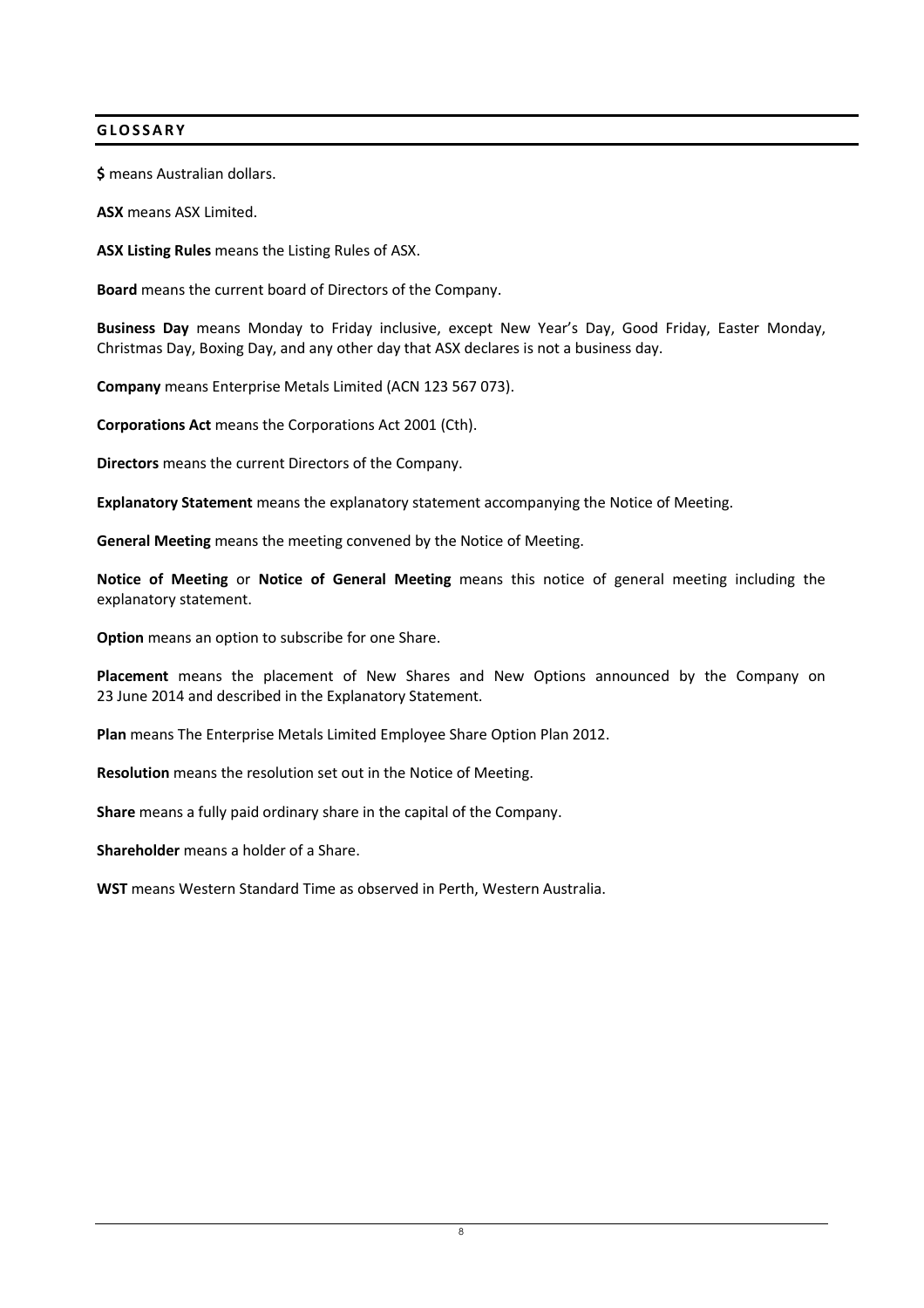## GLOSSARY

**$** means Australian dollars.

**ASX** means ASX Limited.

**ASX Listing Rules** means the Listing Rules of ASX.

**Board** means the current board of Directors of the Company.

**Business Day** means Monday to Friday inclusive, except New Year's Day, Good Friday, Easter Monday, Christmas Day, Boxing Day, and any other day that ASX declares is not a business day.

**Company** means Enterprise Metals Limited (ACN 123 567 073).

**Corporations Act** means the Corporations Act 2001 (Cth).

**Directors** means the current Directors of the Company.

**Explanatory Statement** means the explanatory statement accompanying the Notice of Meeting.

**General Meeting** means the meeting convened by the Notice of Meeting.

**Notice of Meeting** or **Notice of General Meeting** means this notice of general meeting including the explanatory statement.

**Option** means an option to subscribe for one Share.

**Placement** means the placement of New Shares and New Options announced by the Company on 23 June 2014 and described in the Explanatory Statement.

**Plan** means The Enterprise Metals Limited Employee Share Option Plan 2012.

**Resolution** means the resolution set out in the Notice of Meeting.

**Share** means a fully paid ordinary share in the capital of the Company.

**Shareholder** means a holder of a Share.

**WST** means Western Standard Time as observed in Perth, Western Australia.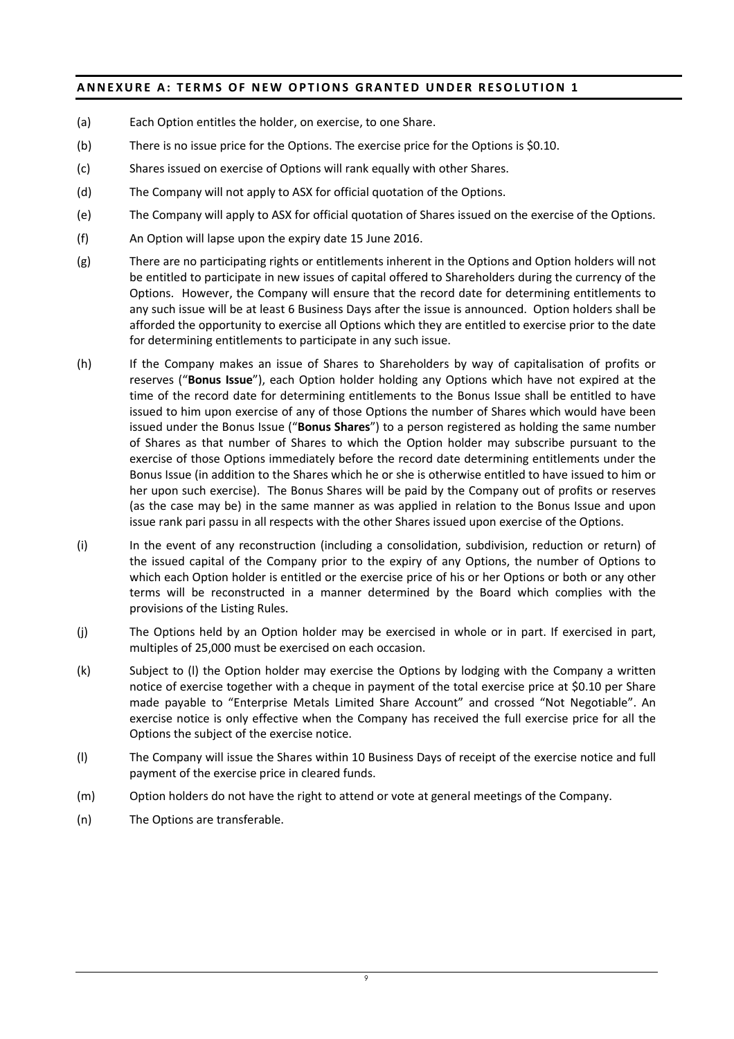## ANNEXURE A: TERMS OF NEW OPTIONS GRANTED UNDER RESOLUTION 1

(a) Each Option entitles the holder, on exercise, to one Share.

(b) There is no issue price for the Options. The exercise price for the Options is $0.10.

(c) Shares issued on exercise of Options will rank equally with other Shares.

(d) The Company will not apply to ASX for official quotation of the Options.

(e) The Company will apply to ASX for official quotation of Shares issued on the exercise of the Options.

(f) An Option will lapse upon the expiry date 15 June 2016.

(g) There are no participating rights or entitlements inherent in the Options and Option holders will not be entitled to participate in new issues of capital offered to Shareholders during the currency of the Options. However, the Company will ensure that the record date for determining entitlements to any such issue will be at least 6 Business Days after the issue is announced. Option holders shall be afforded the opportunity to exercise all Options which they are entitled to exercise prior to the date for determining entitlements to participate in any such issue.

(h) If the Company makes an issue of Shares to Shareholders by way of capitalisation of profits or reserves ("**Bonus Issue**"), each Option holder holding any Options which have not expired at the time of the record date for determining entitlements to the Bonus Issue shall be entitled to have issued to him upon exercise of any of those Options the number of Shares which would have been issued under the Bonus Issue ("**Bonus Shares**") to a person registered as holding the same number of Shares as that number of Shares to which the Option holder may subscribe pursuant to the exercise of those Options immediately before the record date determining entitlements under the Bonus Issue (in addition to the Shares which he or she is otherwise entitled to have issued to him or her upon such exercise). The Bonus Shares will be paid by the Company out of profits or reserves (as the case may be) in the same manner as was applied in relation to the Bonus Issue and upon issue rank pari passu in all respects with the other Shares issued upon exercise of the Options.

(i) In the event of any reconstruction (including a consolidation, subdivision, reduction or return) of the issued capital of the Company prior to the expiry of any Options, the number of Options to which each Option holder is entitled or the exercise price of his or her Options or both or any other terms will be reconstructed in a manner determined by the Board which complies with the provisions of the Listing Rules.

(j) The Options held by an Option holder may be exercised in whole or in part. If exercised in part, multiples of 25,000 must be exercised on each occasion.

(k) Subject to (l) the Option holder may exercise the Options by lodging with the Company a written notice of exercise together with a cheque in payment of the total exercise price at $0.10 per Share made payable to "Enterprise Metals Limited Share Account" and crossed "Not Negotiable". An exercise notice is only effective when the Company has received the full exercise price for all the Options the subject of the exercise notice.

(l) The Company will issue the Shares within 10 Business Days of receipt of the exercise notice and full payment of the exercise price in cleared funds.

(m) Option holders do not have the right to attend or vote at general meetings of the Company.

(n) The Options are transferable.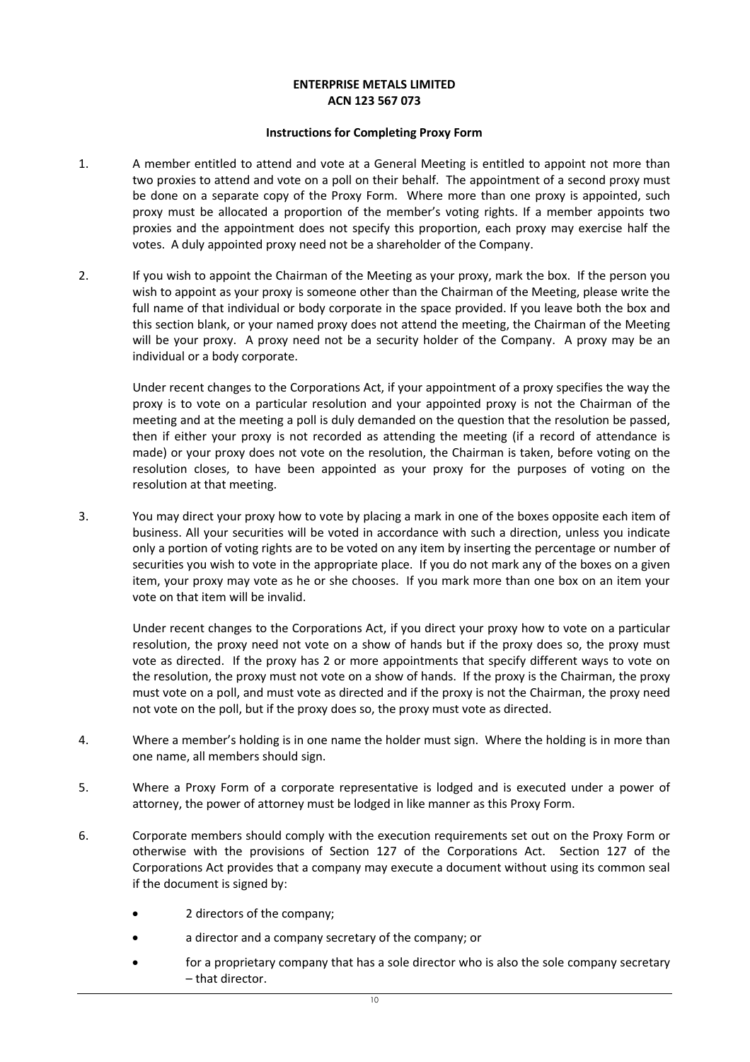**ENTERPRISE METALS LIMITED**
**ACN 123 567 073**

**Instructions for Completing Proxy Form**

1. A member entitled to attend and vote at a General Meeting is entitled to appoint not more than two proxies to attend and vote on a poll on their behalf. The appointment of a second proxy must be done on a separate copy of the Proxy Form. Where more than one proxy is appointed, such proxy must be allocated a proportion of the member's voting rights. If a member appoints two proxies and the appointment does not specify this proportion, each proxy may exercise half the votes. A duly appointed proxy need not be a shareholder of the Company.

2. If you wish to appoint the Chairman of the Meeting as your proxy, mark the box. If the person you wish to appoint as your proxy is someone other than the Chairman of the Meeting, please write the full name of that individual or body corporate in the space provided. If you leave both the box and this section blank, or your named proxy does not attend the meeting, the Chairman of the Meeting will be your proxy. A proxy need not be a security holder of the Company. A proxy may be an individual or a body corporate.

   Under recent changes to the Corporations Act, if your appointment of a proxy specifies the way the proxy is to vote on a particular resolution and your appointed proxy is not the Chairman of the meeting and at the meeting a poll is duly demanded on the question that the resolution be passed, then if either your proxy is not recorded as attending the meeting (if a record of attendance is made) or your proxy does not vote on the resolution, the Chairman is taken, before voting on the resolution closes, to have been appointed as your proxy for the purposes of voting on the resolution at that meeting.

3. You may direct your proxy how to vote by placing a mark in one of the boxes opposite each item of business. All your securities will be voted in accordance with such a direction, unless you indicate only a portion of voting rights are to be voted on any item by inserting the percentage or number of securities you wish to vote in the appropriate place. If you do not mark any of the boxes on a given item, your proxy may vote as he or she chooses. If you mark more than one box on an item your vote on that item will be invalid.

   Under recent changes to the Corporations Act, if you direct your proxy how to vote on a particular resolution, the proxy need not vote on a show of hands but if the proxy does so, the proxy must vote as directed. If the proxy has 2 or more appointments that specify different ways to vote on the resolution, the proxy must not vote on a show of hands. If the proxy is the Chairman, the proxy must vote on a poll, and must vote as directed and if the proxy is not the Chairman, the proxy need not vote on the poll, but if the proxy does so, the proxy must vote as directed.

4. Where a member's holding is in one name the holder must sign. Where the holding is in more than one name, all members should sign.

5. Where a Proxy Form of a corporate representative is lodged and is executed under a power of attorney, the power of attorney must be lodged in like manner as this Proxy Form.

6. Corporate members should comply with the execution requirements set out on the Proxy Form or otherwise with the provisions of Section 127 of the Corporations Act. Section 127 of the Corporations Act provides that a company may execute a document without using its common seal if the document is signed by:

   - 2 directors of the company;
   - a director and a company secretary of the company; or
   - for a proprietary company that has a sole director who is also the sole company secretary – that director.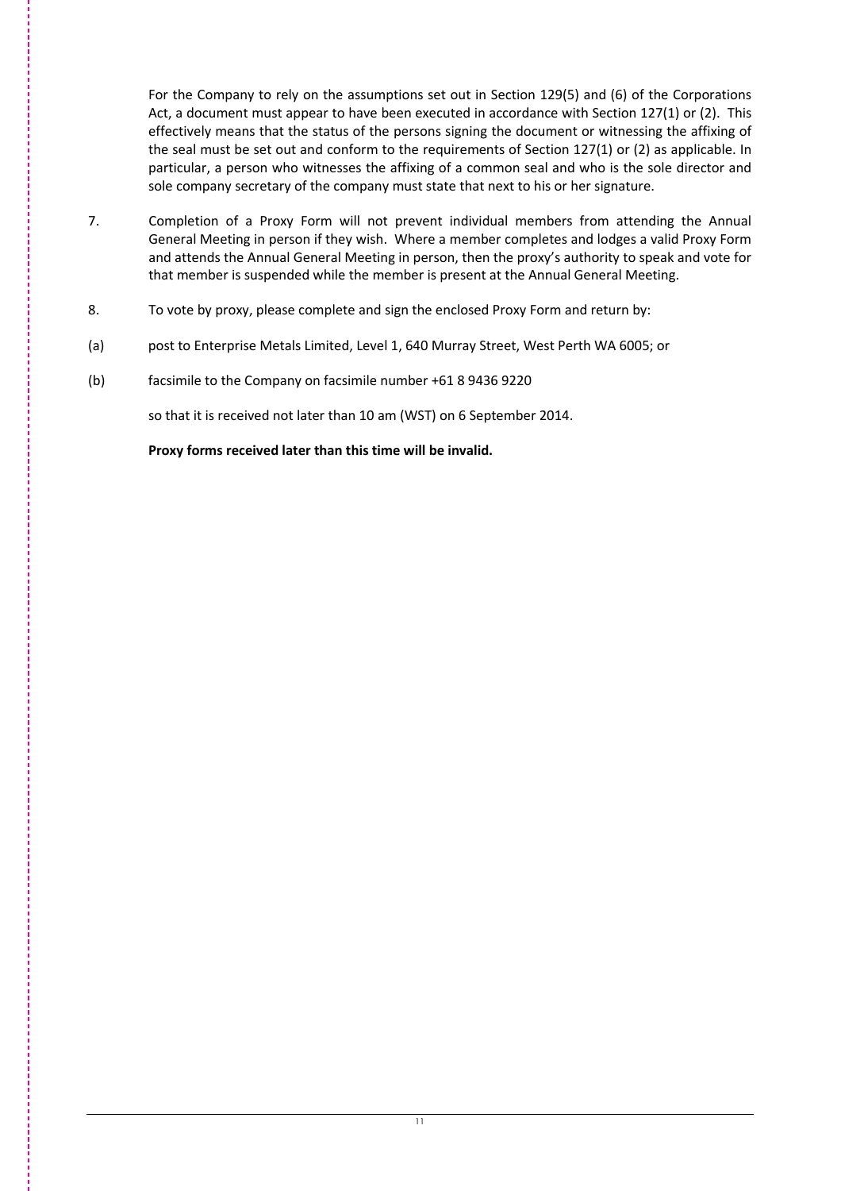For the Company to rely on the assumptions set out in Section 129(5) and (6) of the Corporations Act, a document must appear to have been executed in accordance with Section 127(1) or (2). This effectively means that the status of the persons signing the document or witnessing the affixing of the seal must be set out and conform to the requirements of Section 127(1) or (2) as applicable. In particular, a person who witnesses the affixing of a common seal and who is the sole director and sole company secretary of the company must state that next to his or her signature.

7. Completion of a Proxy Form will not prevent individual members from attending the Annual General Meeting in person if they wish. Where a member completes and lodges a valid Proxy Form and attends the Annual General Meeting in person, then the proxy's authority to speak and vote for that member is suspended while the member is present at the Annual General Meeting.

8. To vote by proxy, please complete and sign the enclosed Proxy Form and return by:

(a) post to Enterprise Metals Limited, Level 1, 640 Murray Street, West Perth WA 6005; or

(b) facsimile to the Company on facsimile number +61 8 9436 9220

so that it is received not later than 10 am (WST) on 6 September 2014.

**Proxy forms received later than this time will be invalid.**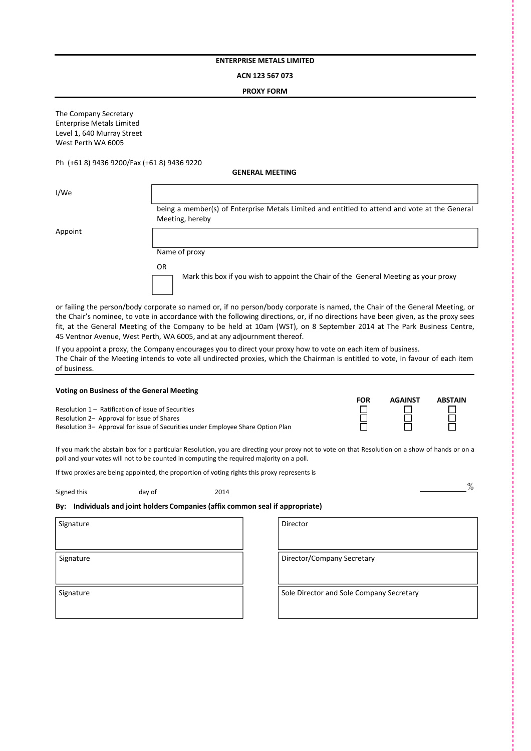**ENTERPRISE METALS LIMITED**

**ACN 123 567 073**

**PROXY FORM**

The Company Secretary
Enterprise Metals Limited
Level 1, 640 Murray Street
West Perth WA 6005

Ph (+61 8) 9436 9200/Fax (+61 8) 9436 9220

**GENERAL MEETING**

I/We ______________________________

being a member(s) of Enterprise Metals Limited and entitled to attend and vote at the General Meeting, hereby

Appoint ______________________________

Name of proxy

OR

☐ Mark this box if you wish to appoint the Chair of the General Meeting as your proxy

or failing the person/body corporate so named or, if no person/body corporate is named, the Chair of the General Meeting, or the Chair's nominee, to vote in accordance with the following directions, or, if no directions have been given, as the proxy sees fit, at the General Meeting of the Company to be held at 10am (WST), on 8 September 2014 at The Park Business Centre, 45 Ventnor Avenue, West Perth, WA 6005, and at any adjournment thereof.

If you appoint a proxy, the Company encourages you to direct your proxy how to vote on each item of business.
The Chair of the Meeting intends to vote all undirected proxies, which the Chairman is entitled to vote, in favour of each item of business.

**Voting on Business of the General Meeting**

| | FOR | AGAINST | ABSTAIN |
|---|---|---|---|
| Resolution 1 – Ratification of issue of Securities | ☐ | ☐ | ☐ |
| Resolution 2– Approval for issue of Shares | ☐ | ☐ | ☐ |
| Resolution 3– Approval for issue of Securities under Employee Share Option Plan | ☐ | ☐ | ☐ |

If you mark the abstain box for a particular Resolution, you are directing your proxy not to vote on that Resolution on a show of hands or on a poll and your votes will not to be counted in computing the required majority on a poll.

If two proxies are being appointed, the proportion of voting rights this proxy represents is ____________ %

Signed this ______ day of ______ 2014

**By: Individuals and joint holders Companies (affix common seal if appropriate)**

| Individuals and joint holders | Companies |
|---|---|
| Signature | Director |
| Signature | Director/Company Secretary |
| Signature | Sole Director and Sole Company Secretary |